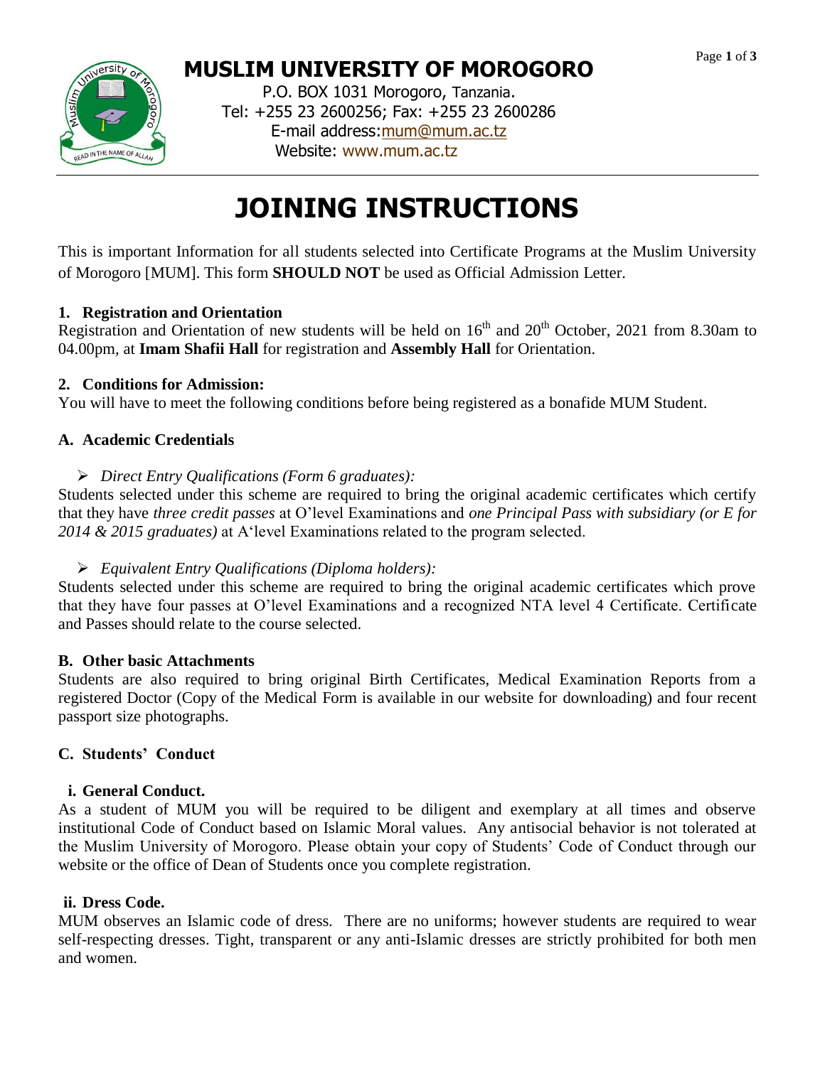# MUSLIM UNIVERSITY OF MOROGORO

P.O. BOX 1031 Morogoro, Tanzania.
Tel: +255 23 2600256; Fax: +255 23 2600286
E-mail address: mum@mum.ac.tz
Website: www.mum.ac.tz

# JOINING INSTRUCTIONS

This is important Information for all students selected into Certificate Programs at the Muslim University of Morogoro [MUM]. This form **SHOULD NOT** be used as Official Admission Letter.

### 1. Registration and Orientation

Registration and Orientation of new students will be held on 16th and 20th October, 2021 from 8.30am to 04.00pm, at **Imam Shafii Hall** for registration and **Assembly Hall** for Orientation.

### 2. Conditions for Admission:

You will have to meet the following conditions before being registered as a bonafide MUM Student.

### A. Academic Credentials

- *Direct Entry Qualifications (Form 6 graduates):*

Students selected under this scheme are required to bring the original academic certificates which certify that they have *three credit passes* at O'level Examinations and *one Principal Pass with subsidiary (or E for 2014 & 2015 graduates)* at A'level Examinations related to the program selected.

- *Equivalent Entry Qualifications (Diploma holders):*

Students selected under this scheme are required to bring the original academic certificates which prove that they have four passes at O'level Examinations and a recognized NTA level 4 Certificate. Certificate and Passes should relate to the course selected.

### B. Other basic Attachments

Students are also required to bring original Birth Certificates, Medical Examination Reports from a registered Doctor (Copy of the Medical Form is available in our website for downloading) and four recent passport size photographs.

### C. Students' Conduct

#### i. General Conduct.

As a student of MUM you will be required to be diligent and exemplary at all times and observe institutional Code of Conduct based on Islamic Moral values. Any antisocial behavior is not tolerated at the Muslim University of Morogoro. Please obtain your copy of Students' Code of Conduct through our website or the office of Dean of Students once you complete registration.

#### ii. Dress Code.

MUM observes an Islamic code of dress. There are no uniforms; however students are required to wear self-respecting dresses. Tight, transparent or any anti-Islamic dresses are strictly prohibited for both men and women.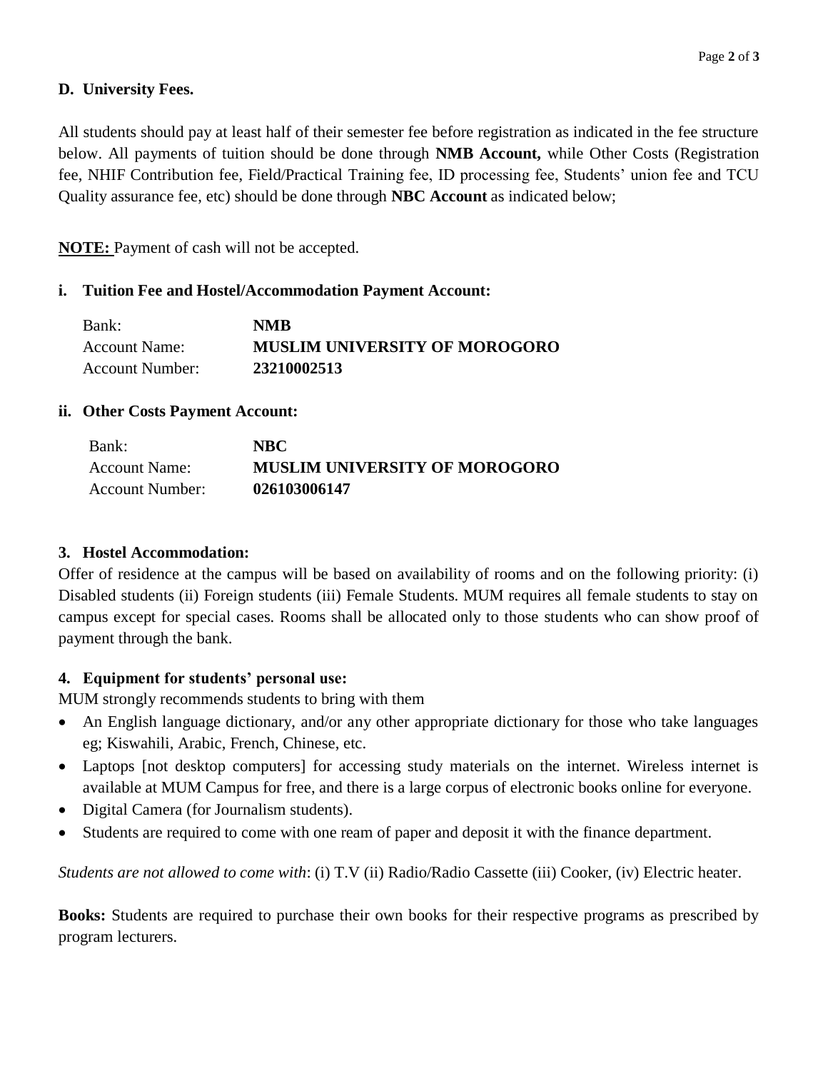### D. University Fees.

All students should pay at least half of their semester fee before registration as indicated in the fee structure below. All payments of tuition should be done through **NMB Account,** while Other Costs (Registration fee, NHIF Contribution fee, Field/Practical Training fee, ID processing fee, Students' union fee and TCU Quality assurance fee, etc) should be done through **NBC Account** as indicated below;

**NOTE:** Payment of cash will not be accepted.

**i. Tuition Fee and Hostel/Accommodation Payment Account:**

| | |
|---|---|
| Bank: | **NMB** |
| Account Name: | **MUSLIM UNIVERSITY OF MOROGORO** |
| Account Number: | **23210002513** |

**ii. Other Costs Payment Account:**

| | |
|---|---|
| Bank: | **NBC** |
| Account Name: | **MUSLIM UNIVERSITY OF MOROGORO** |
| Account Number: | **026103006147** |

### 3. Hostel Accommodation:

Offer of residence at the campus will be based on availability of rooms and on the following priority: (i) Disabled students (ii) Foreign students (iii) Female Students. MUM requires all female students to stay on campus except for special cases. Rooms shall be allocated only to those students who can show proof of payment through the bank.

### 4. Equipment for students' personal use:

MUM strongly recommends students to bring with them

- An English language dictionary, and/or any other appropriate dictionary for those who take languages eg; Kiswahili, Arabic, French, Chinese, etc.
- Laptops [not desktop computers] for accessing study materials on the internet. Wireless internet is available at MUM Campus for free, and there is a large corpus of electronic books online for everyone.
- Digital Camera (for Journalism students).
- Students are required to come with one ream of paper and deposit it with the finance department.

*Students are not allowed to come with*: (i) T.V (ii) Radio/Radio Cassette (iii) Cooker, (iv) Electric heater.

**Books:** Students are required to purchase their own books for their respective programs as prescribed by program lecturers.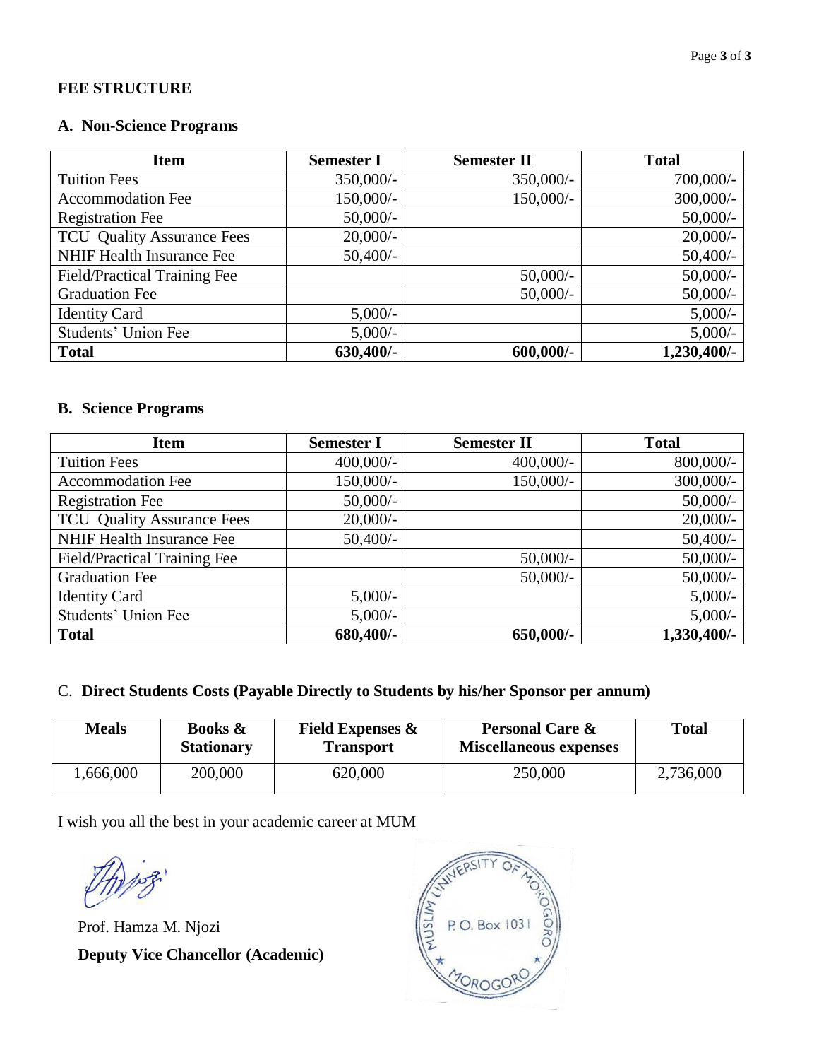## FEE STRUCTURE

### A. Non-Science Programs

| Item | Semester I | Semester II | Total |
|---|---|---|---|
| Tuition Fees | 350,000/- | 350,000/- | 700,000/- |
| Accommodation Fee | 150,000/- | 150,000/- | 300,000/- |
| Registration Fee | 50,000/- | | 50,000/- |
| TCU Quality Assurance Fees | 20,000/- | | 20,000/- |
| NHIF Health Insurance Fee | 50,400/- | | 50,400/- |
| Field/Practical Training Fee | | 50,000/- | 50,000/- |
| Graduation Fee | | 50,000/- | 50,000/- |
| Identity Card | 5,000/- | | 5,000/- |
| Students' Union Fee | 5,000/- | | 5,000/- |
| **Total** | **630,400/-** | **600,000/-** | **1,230,400/-** |

### B. Science Programs

| Item | Semester I | Semester II | Total |
|---|---|---|---|
| Tuition Fees | 400,000/- | 400,000/- | 800,000/- |
| Accommodation Fee | 150,000/- | 150,000/- | 300,000/- |
| Registration Fee | 50,000/- | | 50,000/- |
| TCU Quality Assurance Fees | 20,000/- | | 20,000/- |
| NHIF Health Insurance Fee | 50,400/- | | 50,400/- |
| Field/Practical Training Fee | | 50,000/- | 50,000/- |
| Graduation Fee | | 50,000/- | 50,000/- |
| Identity Card | 5,000/- | | 5,000/- |
| Students' Union Fee | 5,000/- | | 5,000/- |
| **Total** | **680,400/-** | **650,000/-** | **1,330,400/-** |

### C. Direct Students Costs (Payable Directly to Students by his/her Sponsor per annum)

| Meals | Books & Stationary | Field Expenses & Transport | Personal Care & Miscellaneous expenses | Total |
|---|---|---|---|---|
| 1,666,000 | 200,000 | 620,000 | 250,000 | 2,736,000 |

I wish you all the best in your academic career at MUM

Prof. Hamza M. Njozi

**Deputy Vice Chancellor (Academic)**

MUSLIM UNIVERSITY OF MOROGORO
P. O. Box 1031
MOROGORO